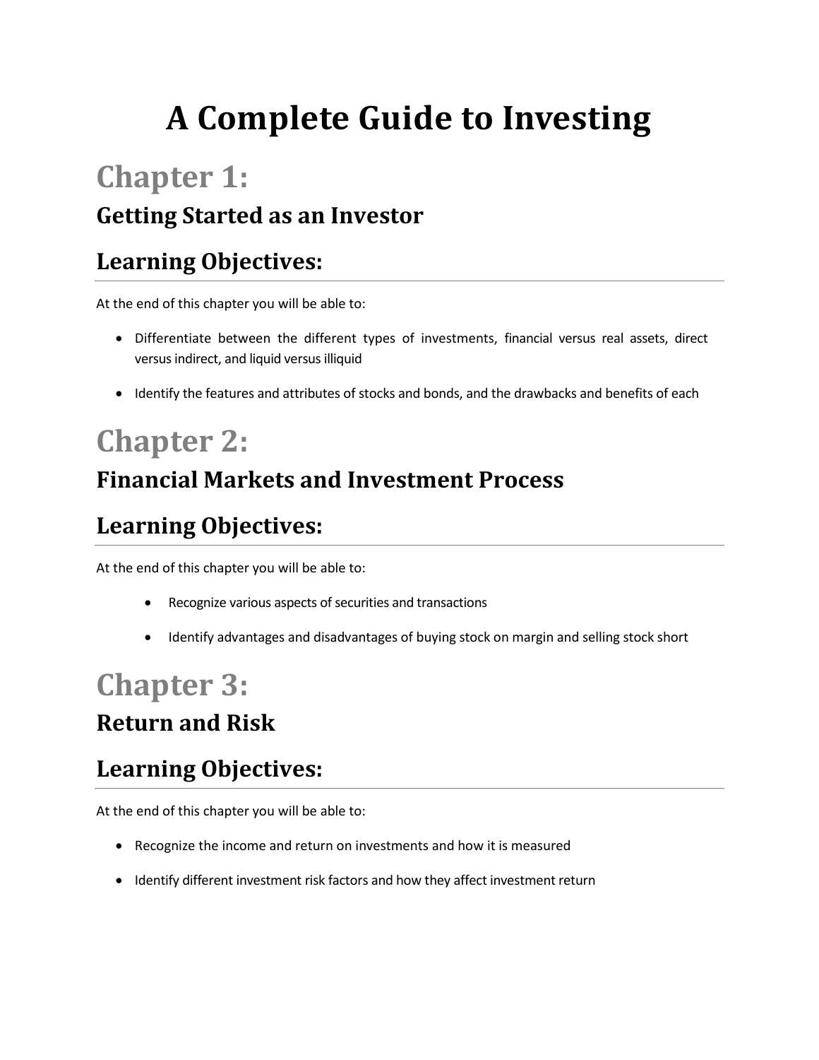# A Complete Guide to Investing

## Chapter 1:

### Getting Started as an Investor

### Learning Objectives:

At the end of this chapter you will be able to:

- Differentiate between the different types of investments, financial versus real assets, direct versus indirect, and liquid versus illiquid
- Identify the features and attributes of stocks and bonds, and the drawbacks and benefits of each

## Chapter 2:

### Financial Markets and Investment Process

### Learning Objectives:

At the end of this chapter you will be able to:

- Recognize various aspects of securities and transactions
- Identify advantages and disadvantages of buying stock on margin and selling stock short

## Chapter 3:

### Return and Risk

### Learning Objectives:

At the end of this chapter you will be able to:

- Recognize the income and return on investments and how it is measured
- Identify different investment risk factors and how they affect investment return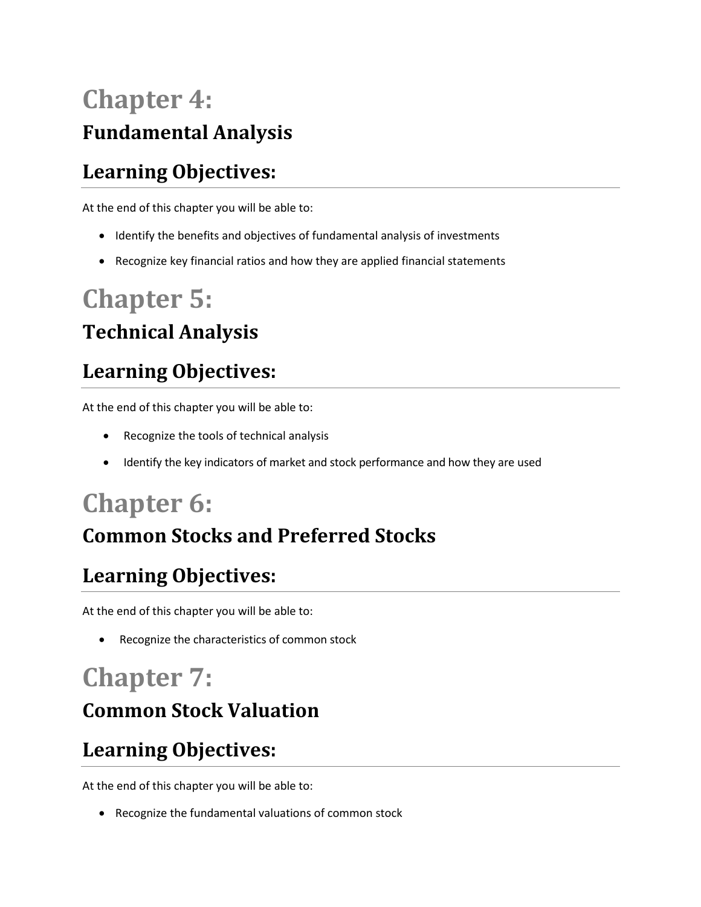# Chapter 4:

## Fundamental Analysis

## Learning Objectives:

At the end of this chapter you will be able to:

- Identify the benefits and objectives of fundamental analysis of investments
- Recognize key financial ratios and how they are applied financial statements

# Chapter 5:

## Technical Analysis

## Learning Objectives:

At the end of this chapter you will be able to:

- Recognize the tools of technical analysis
- Identify the key indicators of market and stock performance and how they are used

# Chapter 6:

## Common Stocks and Preferred Stocks

## Learning Objectives:

At the end of this chapter you will be able to:

- Recognize the characteristics of common stock

# Chapter 7:

## Common Stock Valuation

## Learning Objectives:

At the end of this chapter you will be able to:

- Recognize the fundamental valuations of common stock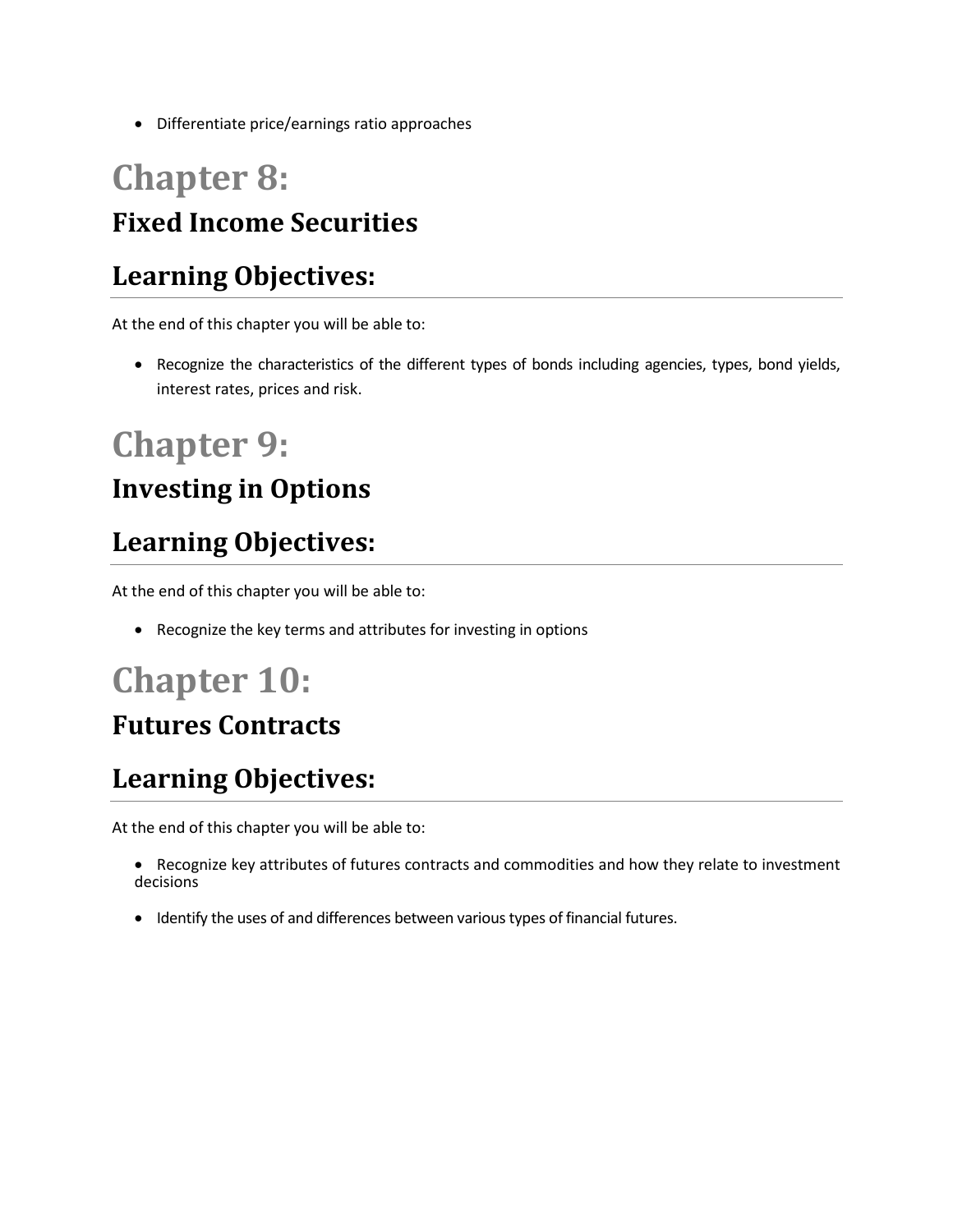- Differentiate price/earnings ratio approaches

# Chapter 8:

## Fixed Income Securities

## Learning Objectives:

At the end of this chapter you will be able to:

- Recognize the characteristics of the different types of bonds including agencies, types, bond yields, interest rates, prices and risk.

# Chapter 9:

## Investing in Options

## Learning Objectives:

At the end of this chapter you will be able to:

- Recognize the key terms and attributes for investing in options

# Chapter 10:

## Futures Contracts

## Learning Objectives:

At the end of this chapter you will be able to:

- Recognize key attributes of futures contracts and commodities and how they relate to investment decisions
- Identify the uses of and differences between various types of financial futures.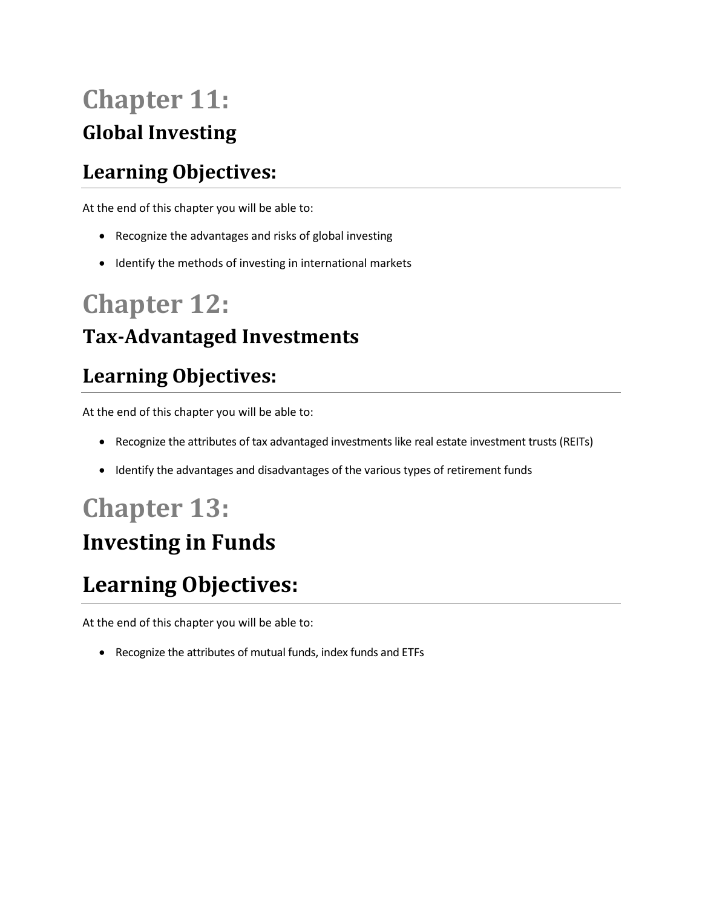# Chapter 11:

## Global Investing

## Learning Objectives:

At the end of this chapter you will be able to:

- Recognize the advantages and risks of global investing
- Identify the methods of investing in international markets

# Chapter 12:

## Tax-Advantaged Investments

## Learning Objectives:

At the end of this chapter you will be able to:

- Recognize the attributes of tax advantaged investments like real estate investment trusts (REITs)
- Identify the advantages and disadvantages of the various types of retirement funds

# Chapter 13:

## Investing in Funds

## Learning Objectives:

At the end of this chapter you will be able to:

- Recognize the attributes of mutual funds, index funds and ETFs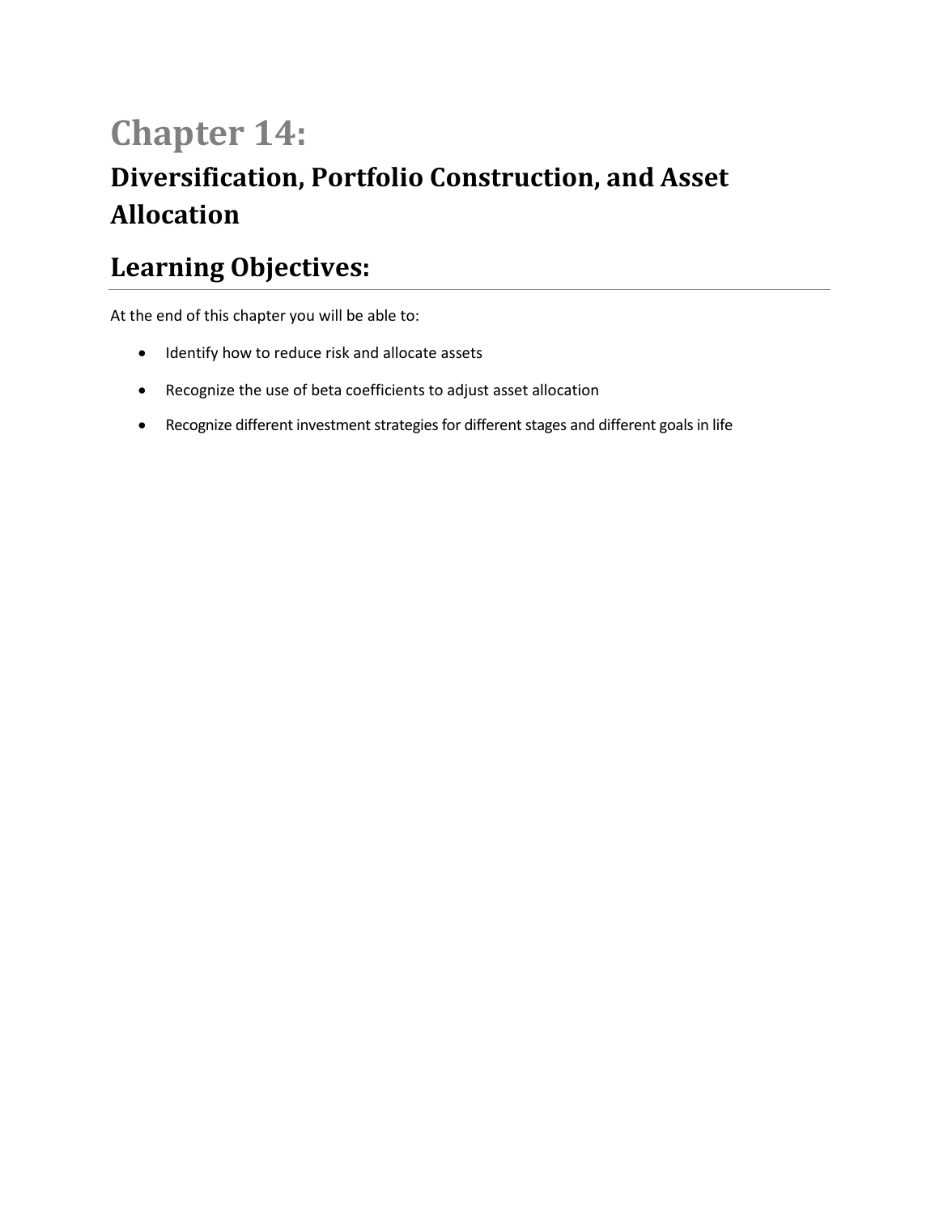# Chapter 14:

## Diversification, Portfolio Construction, and Asset Allocation

## Learning Objectives:

At the end of this chapter you will be able to:

- Identify how to reduce risk and allocate assets
- Recognize the use of beta coefficients to adjust asset allocation
- Recognize different investment strategies for different stages and different goals in life